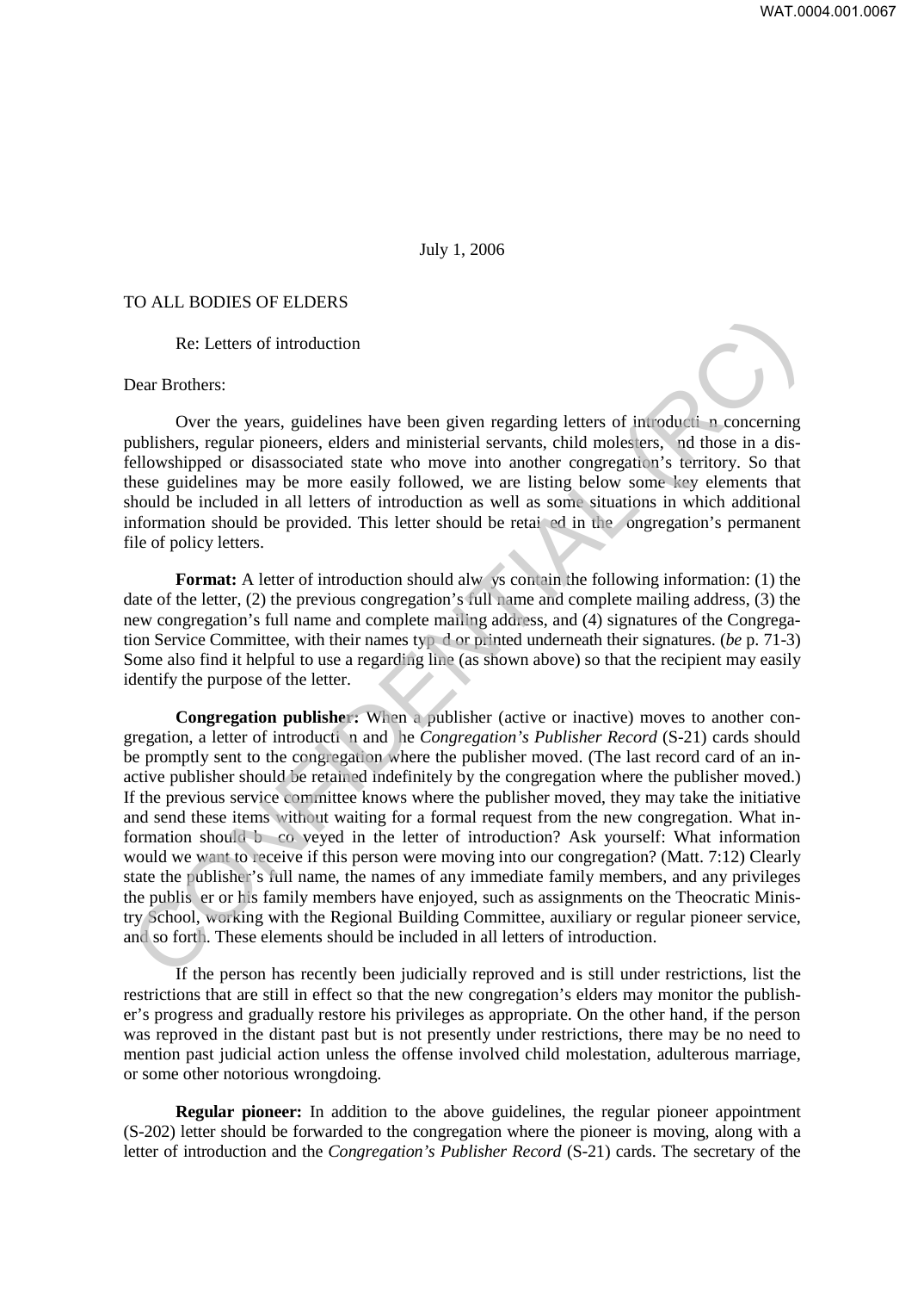July 1, 2006

TO ALL BODIES OF ELDERS

Re: Letters of introduction

Dear Brothers:

Over the years, guidelines have been given regarding letters of introduction concerning publishers, regular pioneers, elders and ministerial servants, child molesters, and those in a disfellowshipped or disassociated state who move into another congregation's territory. So that these guidelines may be more easily followed, we are listing below some key elements that should be included in all letters of introduction as well as some situations in which additional information should be provided. This letter should be retained in the congregation's permanent file of policy letters.

**Format:** A letter of introduction should always contain the following information: (1) the date of the letter, (2) the previous congregation's full name and complete mailing address, (3) the new congregation's full name and complete mailing address, and (4) signatures of the Congregation Service Committee, with their names typed or printed underneath their signatures. (*be* p. 71-3) Some also find it helpful to use a regarding line (as shown above) so that the recipient may easily identify the purpose of the letter.

**Congregation publisher:** When a publisher (active or inactive) moves to another congregation, a letter of introduction and the *Congregation's Publisher Record* (S-21) cards should be promptly sent to the congregation where the publisher moved. (The last record card of an inactive publisher should be retained indefinitely by the congregation where the publisher moved.) If the previous service committee knows where the publisher moved, they may take the initiative and send these items without waiting for a formal request from the new congregation. What information should be conveyed in the letter of introduction? Ask yourself: What information would we want to receive if this person were moving into our congregation? (Matt. 7:12) Clearly state the publisher's full name, the names of any immediate family members, and any privileges the publisher or his family members have enjoyed, such as assignments on the Theocratic Ministry School, working with the Regional Building Committee, auxiliary or regular pioneer service, and so forth. These elements should be included in all letters of introduction.

If the person has recently been judicially reproved and is still under restrictions, list the restrictions that are still in effect so that the new congregation's elders may monitor the publisher's progress and gradually restore his privileges as appropriate. On the other hand, if the person was reproved in the distant past but is not presently under restrictions, there may be no need to mention past judicial action unless the offense involved child molestation, adulterous marriage, or some other notorious wrongdoing.

**Regular pioneer:** In addition to the above guidelines, the regular pioneer appointment (S-202) letter should be forwarded to the congregation where the pioneer is moving, along with a letter of introduction and the *Congregation's Publisher Record* (S-21) cards. The secretary of the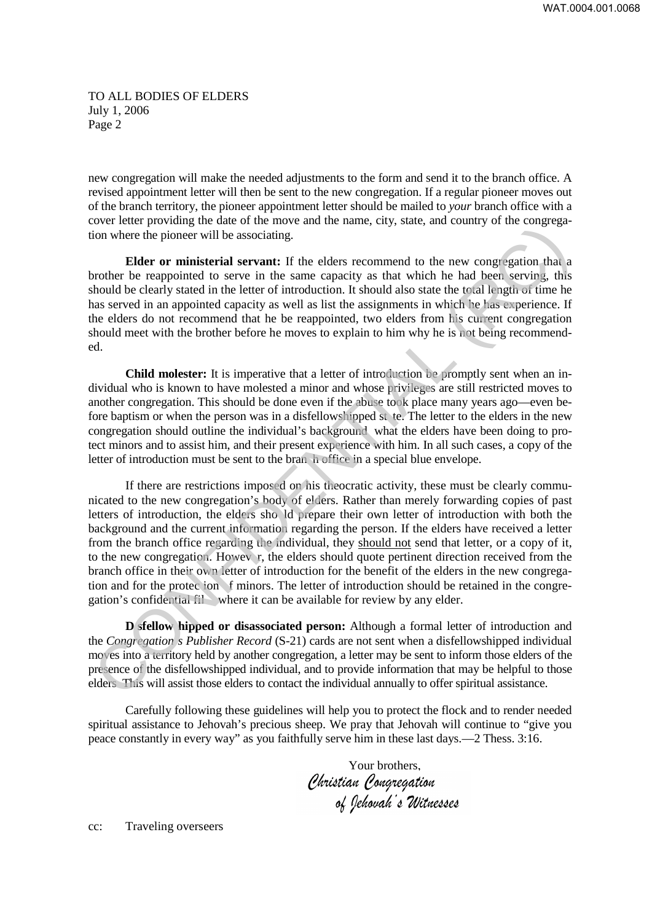TO ALL BODIES OF ELDERS
July 1, 2006
Page 2

new congregation will make the needed adjustments to the form and send it to the branch office. A revised appointment letter will then be sent to the new congregation. If a regular pioneer moves out of the branch territory, the pioneer appointment letter should be mailed to *your* branch office with a cover letter providing the date of the move and the name, city, state, and country of the congregation where the pioneer will be associating.

**Elder or ministerial servant:** If the elders recommend to the new congregation that a brother be reappointed to serve in the same capacity as that which he had been serving, this should be clearly stated in the letter of introduction. It should also state the total length of time he has served in an appointed capacity as well as list the assignments in which he has experience. If the elders do not recommend that he be reappointed, two elders from his current congregation should meet with the brother before he moves to explain to him why he is not being recommended.

**Child molester:** It is imperative that a letter of introduction be promptly sent when an individual who is known to have molested a minor and whose privileges are still restricted moves to another congregation. This should be done even if the abuse took place many years ago—even before baptism or when the person was in a disfellowshipped state. The letter to the elders in the new congregation should outline the individual's background, what the elders have been doing to protect minors and to assist him, and their present experience with him. In all such cases, a copy of the letter of introduction must be sent to the branch office in a special blue envelope.

If there are restrictions imposed on his theocratic activity, these must be clearly communicated to the new congregation's body of elders. Rather than merely forwarding copies of past letters of introduction, the elders should prepare their own letter of introduction with both the background and the current information regarding the person. If the elders have received a letter from the branch office regarding the individual, they <u>should not</u> send that letter, or a copy of it, to the new congregation. However, the elders should quote pertinent direction received from the branch office in their own letter of introduction for the benefit of the elders in the new congregation and for the protection of minors. The letter of introduction should be retained in the congregation's confidential file where it can be available for review by any elder.

**Disfellowshipped or disassociated person:** Although a formal letter of introduction and the *Congregation's Publisher Record* (S-21) cards are not sent when a disfellowshipped individual moves into a territory held by another congregation, a letter may be sent to inform those elders of the presence of the disfellowshipped individual, and to provide information that may be helpful to those elders. This will assist those elders to contact the individual annually to offer spiritual assistance.

Carefully following these guidelines will help you to protect the flock and to render needed spiritual assistance to Jehovah's precious sheep. We pray that Jehovah will continue to "give you peace constantly in every way" as you faithfully serve him in these last days.—2 Thess. 3:16.

Your brothers,
*Christian Congregation of Jehovah's Witnesses*

cc: Traveling overseers